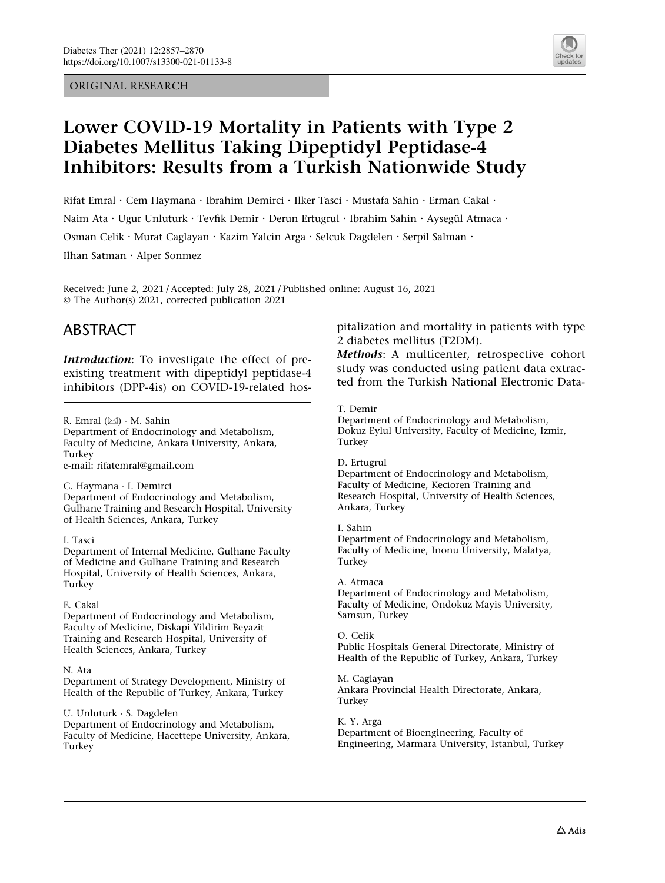ORIGINAL RESEARCH

# Lower COVID-19 Mortality in Patients with Type 2 Diabetes Mellitus Taking Dipeptidyl Peptidase-4 Inhibitors: Results from a Turkish Nationwide Study

Rifat Emral · Cem Haymana · Ibrahim Demirci · Ilker Tasci · Mustafa Sahin · Erman Cakal · Naim Ata · Ugur Unluturk · Tevfik Demir · Derun Ertugrul · Ibrahim Sahin · Aysegül Atmaca · Osman Celik · Murat Caglayan · Kazim Yalcin Arga · Selcuk Dagdelen · Serpil Salman · Ilhan Satman · Alper Sonmez

Received: June 2, 2021 / Accepted: July 28, 2021 / Published online: August 16, 2021
© The Author(s) 2021, corrected publication 2021

## ABSTRACT

***Introduction***: To investigate the effect of pre-existing treatment with dipeptidyl peptidase-4 inhibitors (DPP-4is) on COVID-19-related hospitalization and mortality in patients with type 2 diabetes mellitus (T2DM).

***Methods***: A multicenter, retrospective cohort study was conducted using patient data extracted from the Turkish National Electronic Data-

R. Emral (✉) · M. Sahin
Department of Endocrinology and Metabolism, Faculty of Medicine, Ankara University, Ankara, Turkey
e-mail: rifatemral@gmail.com

C. Haymana · I. Demirci
Department of Endocrinology and Metabolism, Gulhane Training and Research Hospital, University of Health Sciences, Ankara, Turkey

I. Tasci
Department of Internal Medicine, Gulhane Faculty of Medicine and Gulhane Training and Research Hospital, University of Health Sciences, Ankara, Turkey

E. Cakal
Department of Endocrinology and Metabolism, Faculty of Medicine, Diskapi Yildirim Beyazit Training and Research Hospital, University of Health Sciences, Ankara, Turkey

N. Ata
Department of Strategy Development, Ministry of Health of the Republic of Turkey, Ankara, Turkey

U. Unluturk · S. Dagdelen
Department of Endocrinology and Metabolism, Faculty of Medicine, Hacettepe University, Ankara, Turkey

T. Demir
Department of Endocrinology and Metabolism, Dokuz Eylul University, Faculty of Medicine, Izmir, Turkey

D. Ertugrul
Department of Endocrinology and Metabolism, Faculty of Medicine, Kecioren Training and Research Hospital, University of Health Sciences, Ankara, Turkey

I. Sahin
Department of Endocrinology and Metabolism, Faculty of Medicine, Inonu University, Malatya, Turkey

A. Atmaca
Department of Endocrinology and Metabolism, Faculty of Medicine, Ondokuz Mayis University, Samsun, Turkey

O. Celik
Public Hospitals General Directorate, Ministry of Health of the Republic of Turkey, Ankara, Turkey

M. Caglayan
Ankara Provincial Health Directorate, Ankara, Turkey

K. Y. Arga
Department of Bioengineering, Faculty of Engineering, Marmara University, Istanbul, Turkey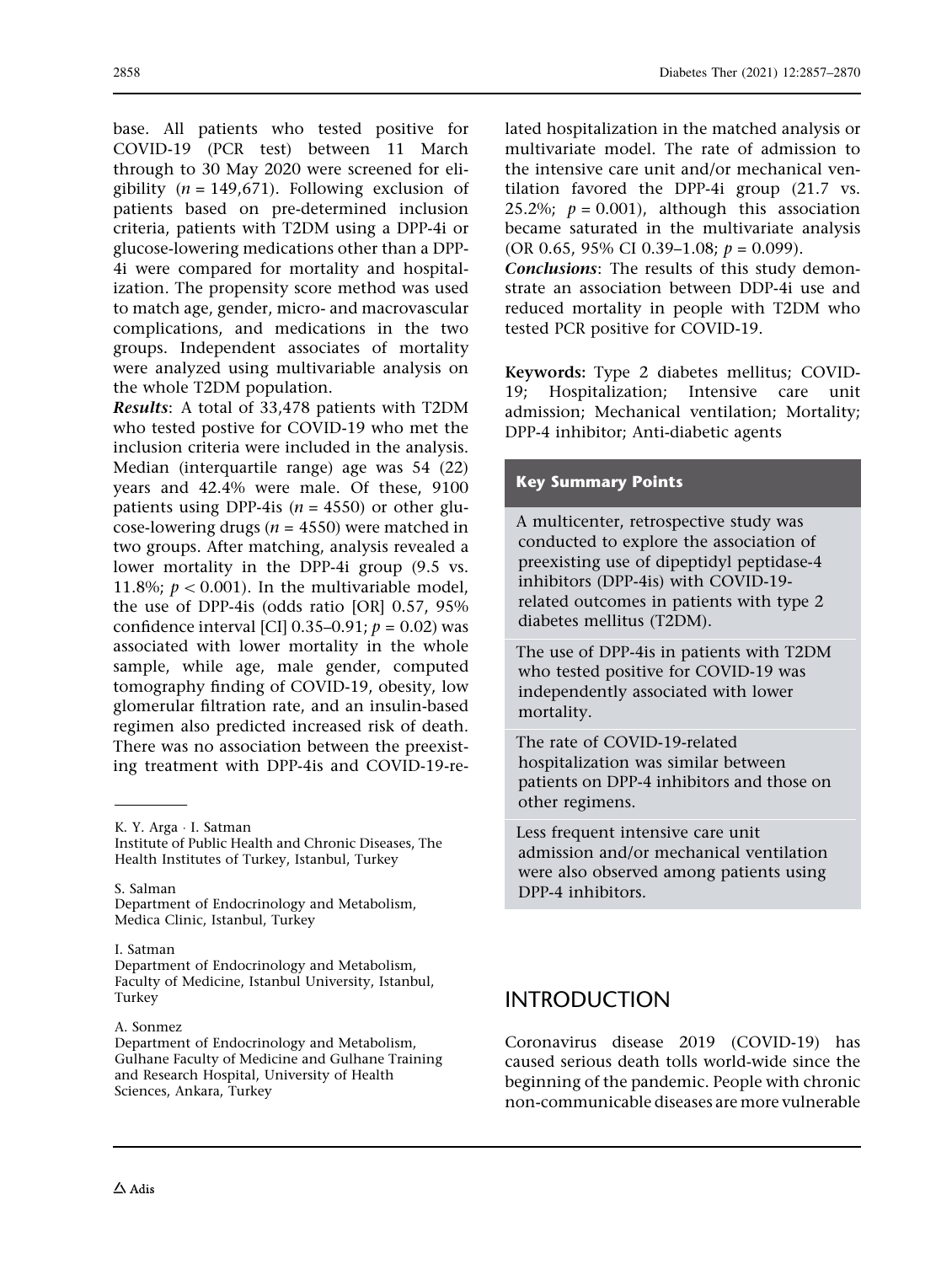base. All patients who tested positive for COVID-19 (PCR test) between 11 March through to 30 May 2020 were screened for eligibility ($n = 149{,}671$). Following exclusion of patients based on pre-determined inclusion criteria, patients with T2DM using a DPP-4i or glucose-lowering medications other than a DPP-4i were compared for mortality and hospitalization. The propensity score method was used to match age, gender, micro- and macrovascular complications, and medications in the two groups. Independent associates of mortality were analyzed using multivariable analysis on the whole T2DM population.

***Results***: A total of 33,478 patients with T2DM who tested postive for COVID-19 who met the inclusion criteria were included in the analysis. Median (interquartile range) age was 54 (22) years and 42.4% were male. Of these, 9100 patients using DPP-4is ($n = 4550$) or other glucose-lowering drugs ($n = 4550$) were matched in two groups. After matching, analysis revealed a lower mortality in the DPP-4i group (9.5 vs. 11.8%; $p < 0.001$). In the multivariable model, the use of DPP-4is (odds ratio [OR] 0.57, 95% confidence interval [CI] 0.35–0.91; $p = 0.02$) was associated with lower mortality in the whole sample, while age, male gender, computed tomography finding of COVID-19, obesity, low glomerular filtration rate, and an insulin-based regimen also predicted increased risk of death. There was no association between the preexisting treatment with DPP-4is and COVID-19-related hospitalization in the matched analysis or multivariate model. The rate of admission to the intensive care unit and/or mechanical ventilation favored the DPP-4i group (21.7 vs. 25.2%; $p = 0.001$), although this association became saturated in the multivariate analysis (OR 0.65, 95% CI 0.39–1.08; $p = 0.099$).

***Conclusions***: The results of this study demonstrate an association between DDP-4i use and reduced mortality in people with T2DM who tested PCR positive for COVID-19.

**Keywords:** Type 2 diabetes mellitus; COVID-19; Hospitalization; Intensive care unit admission; Mechanical ventilation; Mortality; DPP-4 inhibitor; Anti-diabetic agents

K. Y. Arga · I. Satman
Institute of Public Health and Chronic Diseases, The Health Institutes of Turkey, Istanbul, Turkey

S. Salman
Department of Endocrinology and Metabolism, Medica Clinic, Istanbul, Turkey

I. Satman
Department of Endocrinology and Metabolism, Faculty of Medicine, Istanbul University, Istanbul, Turkey

A. Sonmez
Department of Endocrinology and Metabolism, Gulhane Faculty of Medicine and Gulhane Training and Research Hospital, University of Health Sciences, Ankara, Turkey

**Key Summary Points**

A multicenter, retrospective study was conducted to explore the association of preexisting use of dipeptidyl peptidase-4 inhibitors (DPP-4is) with COVID-19-related outcomes in patients with type 2 diabetes mellitus (T2DM).

The use of DPP-4is in patients with T2DM who tested positive for COVID-19 was independently associated with lower mortality.

The rate of COVID-19-related hospitalization was similar between patients on DPP-4 inhibitors and those on other regimens.

Less frequent intensive care unit admission and/or mechanical ventilation were also observed among patients using DPP-4 inhibitors.

## INTRODUCTION

Coronavirus disease 2019 (COVID-19) has caused serious death tolls world-wide since the beginning of the pandemic. People with chronic non-communicable diseases are more vulnerable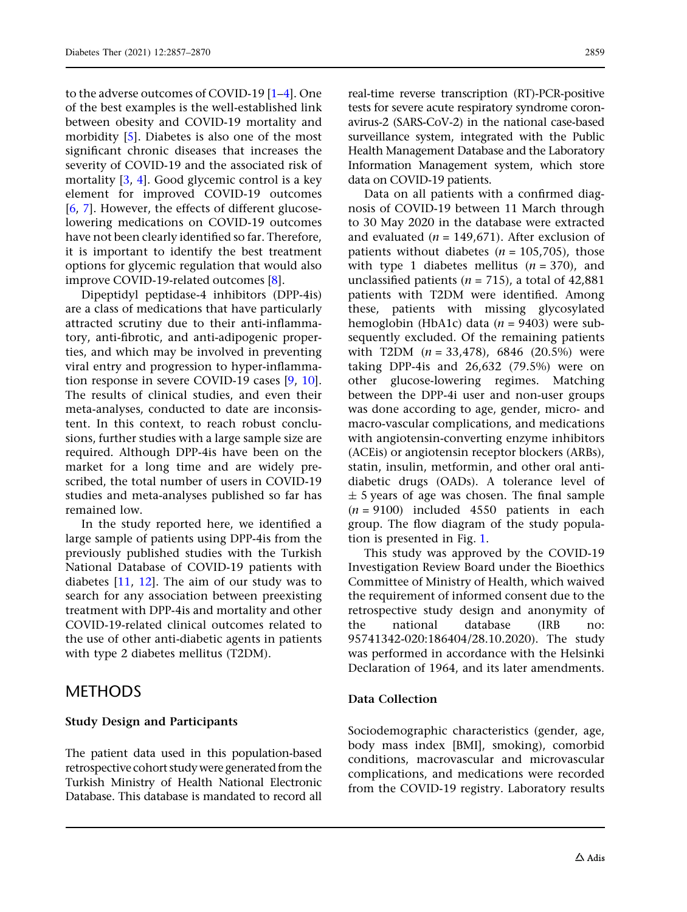to the adverse outcomes of COVID-19 [1–4]. One of the best examples is the well-established link between obesity and COVID-19 mortality and morbidity [5]. Diabetes is also one of the most significant chronic diseases that increases the severity of COVID-19 and the associated risk of mortality [3, 4]. Good glycemic control is a key element for improved COVID-19 outcomes [6, 7]. However, the effects of different glucose-lowering medications on COVID-19 outcomes have not been clearly identified so far. Therefore, it is important to identify the best treatment options for glycemic regulation that would also improve COVID-19-related outcomes [8].

Dipeptidyl peptidase-4 inhibitors (DPP-4is) are a class of medications that have particularly attracted scrutiny due to their anti-inflammatory, anti-fibrotic, and anti-adipogenic properties, and which may be involved in preventing viral entry and progression to hyper-inflammation response in severe COVID-19 cases [9, 10]. The results of clinical studies, and even their meta-analyses, conducted to date are inconsistent. In this context, to reach robust conclusions, further studies with a large sample size are required. Although DPP-4is have been on the market for a long time and are widely prescribed, the total number of users in COVID-19 studies and meta-analyses published so far has remained low.

In the study reported here, we identified a large sample of patients using DPP-4is from the previously published studies with the Turkish National Database of COVID-19 patients with diabetes [11, 12]. The aim of our study was to search for any association between preexisting treatment with DPP-4is and mortality and other COVID-19-related clinical outcomes related to the use of other anti-diabetic agents in patients with type 2 diabetes mellitus (T2DM).

## METHODS

### Study Design and Participants

The patient data used in this population-based retrospective cohort study were generated from the Turkish Ministry of Health National Electronic Database. This database is mandated to record all real-time reverse transcription (RT)-PCR-positive tests for severe acute respiratory syndrome coronavirus-2 (SARS-CoV-2) in the national case-based surveillance system, integrated with the Public Health Management Database and the Laboratory Information Management system, which store data on COVID-19 patients.

Data on all patients with a confirmed diagnosis of COVID-19 between 11 March through to 30 May 2020 in the database were extracted and evaluated ($n$ = 149,671). After exclusion of patients without diabetes ($n$ = 105,705), those with type 1 diabetes mellitus ($n$ = 370), and unclassified patients ($n$ = 715), a total of 42,881 patients with T2DM were identified. Among these, patients with missing glycosylated hemoglobin (HbA1c) data ($n$ = 9403) were subsequently excluded. Of the remaining patients with T2DM ($n$ = 33,478), 6846 (20.5%) were taking DPP-4is and 26,632 (79.5%) were on other glucose-lowering regimes. Matching between the DPP-4i user and non-user groups was done according to age, gender, micro- and macro-vascular complications, and medications with angiotensin-converting enzyme inhibitors (ACEis) or angiotensin receptor blockers (ARBs), statin, insulin, metformin, and other oral anti-diabetic drugs (OADs). A tolerance level of ± 5 years of age was chosen. The final sample ($n$ = 9100) included 4550 patients in each group. The flow diagram of the study population is presented in Fig. 1.

This study was approved by the COVID-19 Investigation Review Board under the Bioethics Committee of Ministry of Health, which waived the requirement of informed consent due to the retrospective study design and anonymity of the national database (IRB no: 95741342-020:186404/28.10.2020). The study was performed in accordance with the Helsinki Declaration of 1964, and its later amendments.

### Data Collection

Sociodemographic characteristics (gender, age, body mass index [BMI], smoking), comorbid conditions, macrovascular and microvascular complications, and medications were recorded from the COVID-19 registry. Laboratory results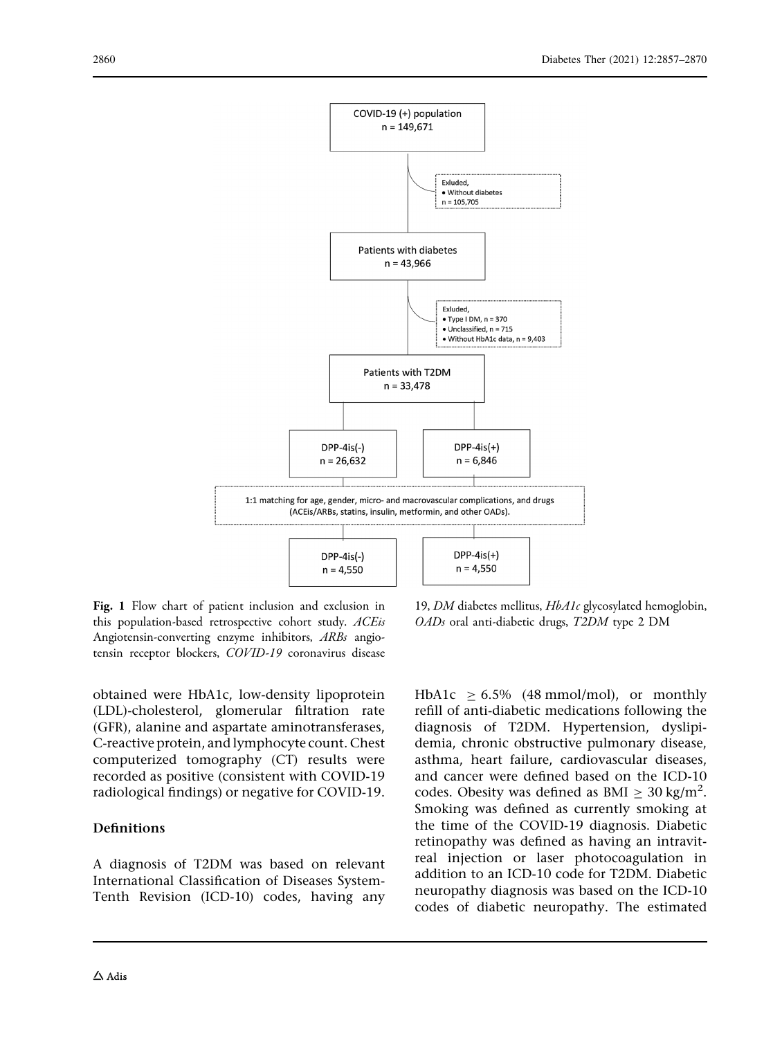COVID-19 (+) population
n = 149,671

Exluded,
• Without diabetes
n = 105,705

Patients with diabetes
n = 43,966

Exluded,
• Type I DM, n = 370
• Unclassified, n = 715
• Without HbA1c data, n = 9,403

Patients with T2DM
n = 33,478

DPP-4is(-)
n = 26,632

DPP-4is(+)
n = 6,846

1:1 matching for age, gender, micro- and macrovascular complications, and drugs (ACEis/ARBs, statins, insulin, metformin, and other OADs).

DPP-4is(-)
n = 4,550

DPP-4is(+)
n = 4,550

**Fig. 1** Flow chart of patient inclusion and exclusion in this population-based retrospective cohort study. *ACEis* Angiotensin-converting enzyme inhibitors, *ARBs* angiotensin receptor blockers, *COVID-19* coronavirus disease 19, *DM* diabetes mellitus, *HbA1c* glycosylated hemoglobin, *OADs* oral anti-diabetic drugs, *T2DM* type 2 DM

obtained were HbA1c, low-density lipoprotein (LDL)-cholesterol, glomerular filtration rate (GFR), alanine and aspartate aminotransferases, C-reactive protein, and lymphocyte count. Chest computerized tomography (CT) results were recorded as positive (consistent with COVID-19 radiological findings) or negative for COVID-19.

## Definitions

A diagnosis of T2DM was based on relevant International Classification of Diseases System-Tenth Revision (ICD-10) codes, having any HbA1c $\geq 6.5\%$ (48 mmol/mol), or monthly refill of anti-diabetic medications following the diagnosis of T2DM. Hypertension, dyslipidemia, chronic obstructive pulmonary disease, asthma, heart failure, cardiovascular diseases, and cancer were defined based on the ICD-10 codes. Obesity was defined as BMI $\geq 30$ kg/m$^2$. Smoking was defined as currently smoking at the time of the COVID-19 diagnosis. Diabetic retinopathy was defined as having an intravitreal injection or laser photocoagulation in addition to an ICD-10 code for T2DM. Diabetic neuropathy diagnosis was based on the ICD-10 codes of diabetic neuropathy. The estimated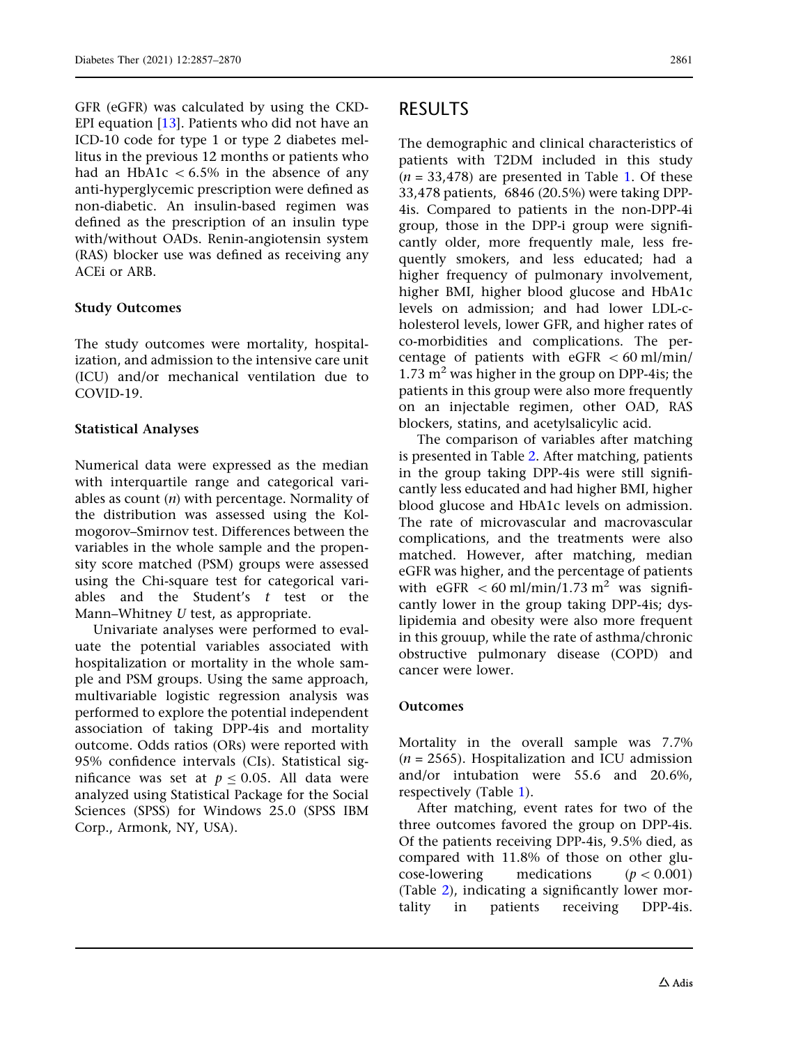GFR (eGFR) was calculated by using the CKD-EPI equation [13]. Patients who did not have an ICD-10 code for type 1 or type 2 diabetes mellitus in the previous 12 months or patients who had an HbA1c $< 6.5\%$ in the absence of any anti-hyperglycemic prescription were defined as non-diabetic. An insulin-based regimen was defined as the prescription of an insulin type with/without OADs. Renin-angiotensin system (RAS) blocker use was defined as receiving any ACEi or ARB.

### Study Outcomes

The study outcomes were mortality, hospitalization, and admission to the intensive care unit (ICU) and/or mechanical ventilation due to COVID-19.

### Statistical Analyses

Numerical data were expressed as the median with interquartile range and categorical variables as count (*n*) with percentage. Normality of the distribution was assessed using the Kolmogorov–Smirnov test. Differences between the variables in the whole sample and the propensity score matched (PSM) groups were assessed using the Chi-square test for categorical variables and the Student's *t* test or the Mann–Whitney *U* test, as appropriate.

Univariate analyses were performed to evaluate the potential variables associated with hospitalization or mortality in the whole sample and PSM groups. Using the same approach, multivariable logistic regression analysis was performed to explore the potential independent association of taking DPP-4is and mortality outcome. Odds ratios (ORs) were reported with 95% confidence intervals (CIs). Statistical significance was set at $p \leq 0.05$. All data were analyzed using Statistical Package for the Social Sciences (SPSS) for Windows 25.0 (SPSS IBM Corp., Armonk, NY, USA).

## RESULTS

The demographic and clinical characteristics of patients with T2DM included in this study ($n = 33{,}478$) are presented in Table 1. Of these 33,478 patients, 6846 (20.5%) were taking DPP-4is. Compared to patients in the non-DPP-4i group, those in the DPP-i group were significantly older, more frequently male, less frequently smokers, and less educated; had a higher frequency of pulmonary involvement, higher BMI, higher blood glucose and HbA1c levels on admission; and had lower LDL-cholesterol levels, lower GFR, and higher rates of co-morbidities and complications. The percentage of patients with eGFR $< 60$ ml/min/1.73 $m^2$ was higher in the group on DPP-4is; the patients in this group were also more frequently on an injectable regimen, other OAD, RAS blockers, statins, and acetylsalicylic acid.

The comparison of variables after matching is presented in Table 2. After matching, patients in the group taking DPP-4is were still significantly less educated and had higher BMI, higher blood glucose and HbA1c levels on admission. The rate of microvascular and macrovascular complications, and the treatments were also matched. However, after matching, median eGFR was higher, and the percentage of patients with eGFR $< 60$ ml/min/1.73 $m^2$ was significantly lower in the group taking DPP-4is; dyslipidemia and obesity were also more frequent in this grouup, while the rate of asthma/chronic obstructive pulmonary disease (COPD) and cancer were lower.

### Outcomes

Mortality in the overall sample was 7.7% ($n = 2565$). Hospitalization and ICU admission and/or intubation were 55.6 and 20.6%, respectively (Table 1).

After matching, event rates for two of the three outcomes favored the group on DPP-4is. Of the patients receiving DPP-4is, 9.5% died, as compared with 11.8% of those on other glucose-lowering medications ($p < 0.001$) (Table 2), indicating a significantly lower mortality in patients receiving DPP-4is.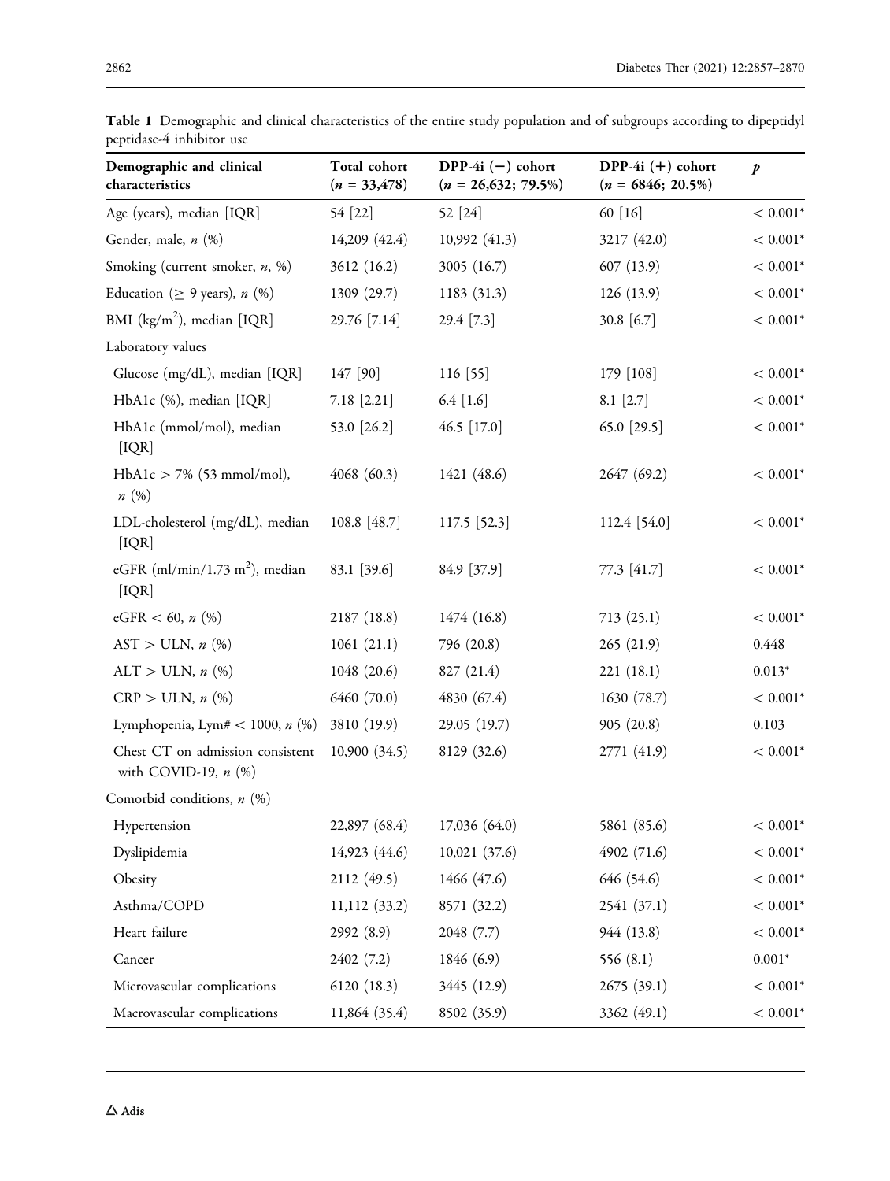**Table 1** Demographic and clinical characteristics of the entire study population and of subgroups according to dipeptidyl peptidase-4 inhibitor use

| Demographic and clinical characteristics | Total cohort ($n$ = 33,478) | DPP-4i (−) cohort ($n$ = 26,632; 79.5%) | DPP-4i (+) cohort ($n$ = 6846; 20.5%) | $p$ |
|---|---|---|---|---|
| Age (years), median [IQR] | 54 [22] | 52 [24] | 60 [16] | < 0.001* |
| Gender, male, $n$ (%) | 14,209 (42.4) | 10,992 (41.3) | 3217 (42.0) | < 0.001* |
| Smoking (current smoker, $n$, %) | 3612 (16.2) | 3005 (16.7) | 607 (13.9) | < 0.001* |
| Education (≥ 9 years), $n$ (%) | 1309 (29.7) | 1183 (31.3) | 126 (13.9) | < 0.001* |
| BMI (kg/m$^2$), median [IQR] | 29.76 [7.14] | 29.4 [7.3] | 30.8 [6.7] | < 0.001* |
| Laboratory values | | | | |
| Glucose (mg/dL), median [IQR] | 147 [90] | 116 [55] | 179 [108] | < 0.001* |
| HbA1c (%), median [IQR] | 7.18 [2.21] | 6.4 [1.6] | 8.1 [2.7] | < 0.001* |
| HbA1c (mmol/mol), median [IQR] | 53.0 [26.2] | 46.5 [17.0] | 65.0 [29.5] | < 0.001* |
| HbA1c > 7% (53 mmol/mol), $n$ (%) | 4068 (60.3) | 1421 (48.6) | 2647 (69.2) | < 0.001* |
| LDL-cholesterol (mg/dL), median [IQR] | 108.8 [48.7] | 117.5 [52.3] | 112.4 [54.0] | < 0.001* |
| eGFR (ml/min/1.73 m$^2$), median [IQR] | 83.1 [39.6] | 84.9 [37.9] | 77.3 [41.7] | < 0.001* |
| eGFR < 60, $n$ (%) | 2187 (18.8) | 1474 (16.8) | 713 (25.1) | < 0.001* |
| AST > ULN, $n$ (%) | 1061 (21.1) | 796 (20.8) | 265 (21.9) | 0.448 |
| ALT > ULN, $n$ (%) | 1048 (20.6) | 827 (21.4) | 221 (18.1) | 0.013* |
| CRP > ULN, $n$ (%) | 6460 (70.0) | 4830 (67.4) | 1630 (78.7) | < 0.001* |
| Lymphopenia, Lym# < 1000, $n$ (%) | 3810 (19.9) | 29.05 (19.7) | 905 (20.8) | 0.103 |
| Chest CT on admission consistent with COVID-19, $n$ (%) | 10,900 (34.5) | 8129 (32.6) | 2771 (41.9) | < 0.001* |
| Comorbid conditions, $n$ (%) | | | | |
| Hypertension | 22,897 (68.4) | 17,036 (64.0) | 5861 (85.6) | < 0.001* |
| Dyslipidemia | 14,923 (44.6) | 10,021 (37.6) | 4902 (71.6) | < 0.001* |
| Obesity | 2112 (49.5) | 1466 (47.6) | 646 (54.6) | < 0.001* |
| Asthma/COPD | 11,112 (33.2) | 8571 (32.2) | 2541 (37.1) | < 0.001* |
| Heart failure | 2992 (8.9) | 2048 (7.7) | 944 (13.8) | < 0.001* |
| Cancer | 2402 (7.2) | 1846 (6.9) | 556 (8.1) | 0.001* |
| Microvascular complications | 6120 (18.3) | 3445 (12.9) | 2675 (39.1) | < 0.001* |
| Macrovascular complications | 11,864 (35.4) | 8502 (35.9) | 3362 (49.1) | < 0.001* |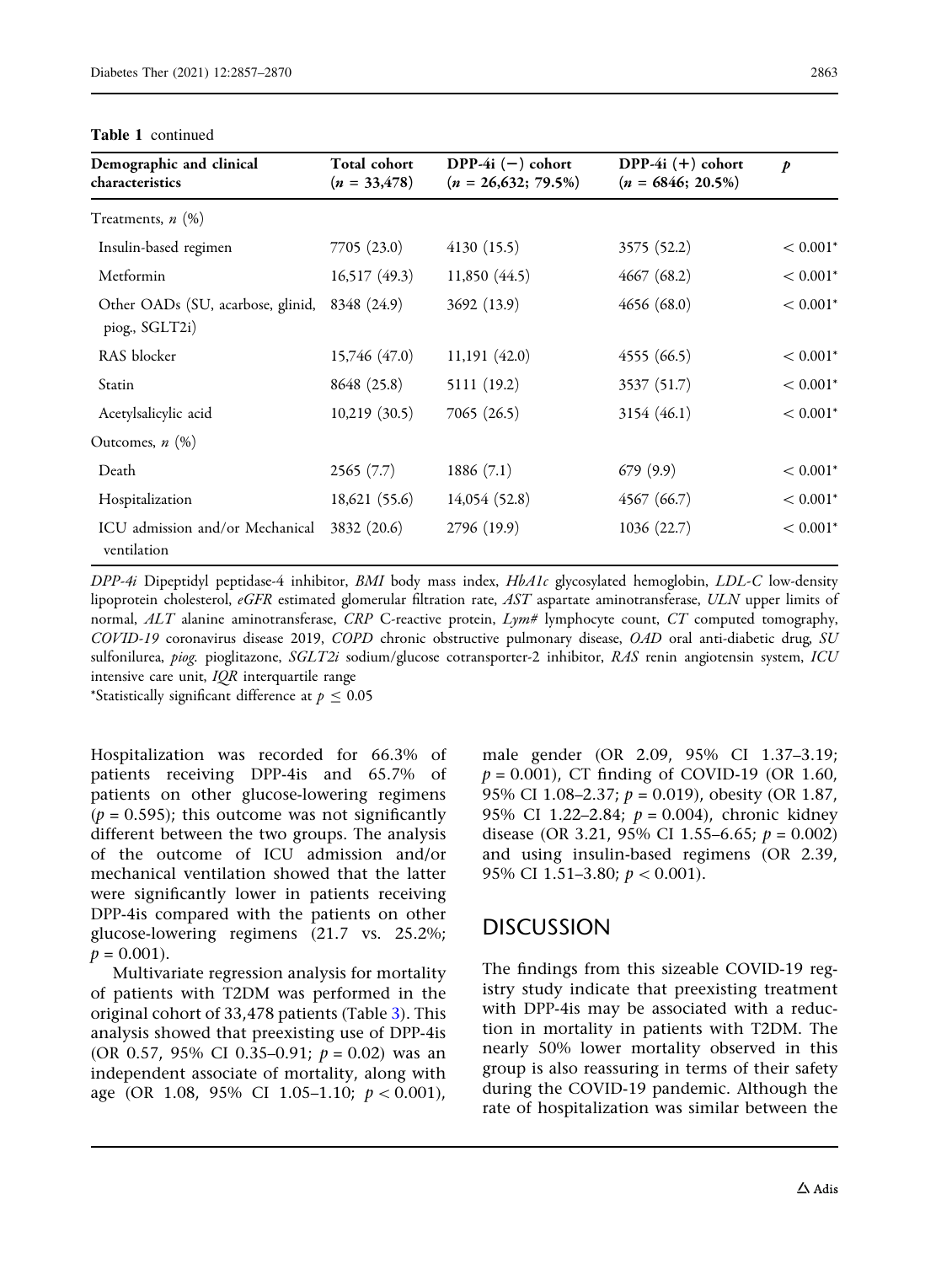**Table 1** continued

| Demographic and clinical characteristics | Total cohort ($n$ = 33,478) | DPP-4i (−) cohort ($n$ = 26,632; 79.5%) | DPP-4i (+) cohort ($n$ = 6846; 20.5%) | $p$ |
|---|---|---|---|---|
| Treatments, $n$ (%) | | | | |
| Insulin-based regimen | 7705 (23.0) | 4130 (15.5) | 3575 (52.2) | < 0.001* |
| Metformin | 16,517 (49.3) | 11,850 (44.5) | 4667 (68.2) | < 0.001* |
| Other OADs (SU, acarbose, glinid, piog., SGLT2i) | 8348 (24.9) | 3692 (13.9) | 4656 (68.0) | < 0.001* |
| RAS blocker | 15,746 (47.0) | 11,191 (42.0) | 4555 (66.5) | < 0.001* |
| Statin | 8648 (25.8) | 5111 (19.2) | 3537 (51.7) | < 0.001* |
| Acetylsalicylic acid | 10,219 (30.5) | 7065 (26.5) | 3154 (46.1) | < 0.001* |
| Outcomes, $n$ (%) | | | | |
| Death | 2565 (7.7) | 1886 (7.1) | 679 (9.9) | < 0.001* |
| Hospitalization | 18,621 (55.6) | 14,054 (52.8) | 4567 (66.7) | < 0.001* |
| ICU admission and/or Mechanical ventilation | 3832 (20.6) | 2796 (19.9) | 1036 (22.7) | < 0.001* |

*DPP-4i* Dipeptidyl peptidase-4 inhibitor, *BMI* body mass index, *HbA1c* glycosylated hemoglobin, *LDL-C* low-density lipoprotein cholesterol, *eGFR* estimated glomerular filtration rate, *AST* aspartate aminotransferase, *ULN* upper limits of normal, *ALT* alanine aminotransferase, *CRP* C-reactive protein, *Lym#* lymphocyte count, *CT* computed tomography, *COVID-19* coronavirus disease 2019, *COPD* chronic obstructive pulmonary disease, *OAD* oral anti-diabetic drug, *SU* sulfonilurea, *piog.* pioglitazone, *SGLT2i* sodium/glucose cotransporter-2 inhibitor, *RAS* renin angiotensin system, *ICU* intensive care unit, *IQR* interquartile range

*Statistically significant difference at $p \leq 0.05$

Hospitalization was recorded for 66.3% of patients receiving DPP-4is and 65.7% of patients on other glucose-lowering regimens ($p$ = 0.595); this outcome was not significantly different between the two groups. The analysis of the outcome of ICU admission and/or mechanical ventilation showed that the latter were significantly lower in patients receiving DPP-4is compared with the patients on other glucose-lowering regimens (21.7 vs. 25.2%; $p$ = 0.001).

Multivariate regression analysis for mortality of patients with T2DM was performed in the original cohort of 33,478 patients (Table 3). This analysis showed that preexisting use of DPP-4is (OR 0.57, 95% CI 0.35–0.91; $p$ = 0.02) was an independent associate of mortality, along with age (OR 1.08, 95% CI 1.05–1.10; $p < 0.001$), male gender (OR 2.09, 95% CI 1.37–3.19; $p$ = 0.001), CT finding of COVID-19 (OR 1.60, 95% CI 1.08–2.37; $p$ = 0.019), obesity (OR 1.87, 95% CI 1.22–2.84; $p$ = 0.004), chronic kidney disease (OR 3.21, 95% CI 1.55–6.65; $p$ = 0.002) and using insulin-based regimens (OR 2.39, 95% CI 1.51–3.80; $p < 0.001$).

## DISCUSSION

The findings from this sizeable COVID-19 registry study indicate that preexisting treatment with DPP-4is may be associated with a reduction in mortality in patients with T2DM. The nearly 50% lower mortality observed in this group is also reassuring in terms of their safety during the COVID-19 pandemic. Although the rate of hospitalization was similar between the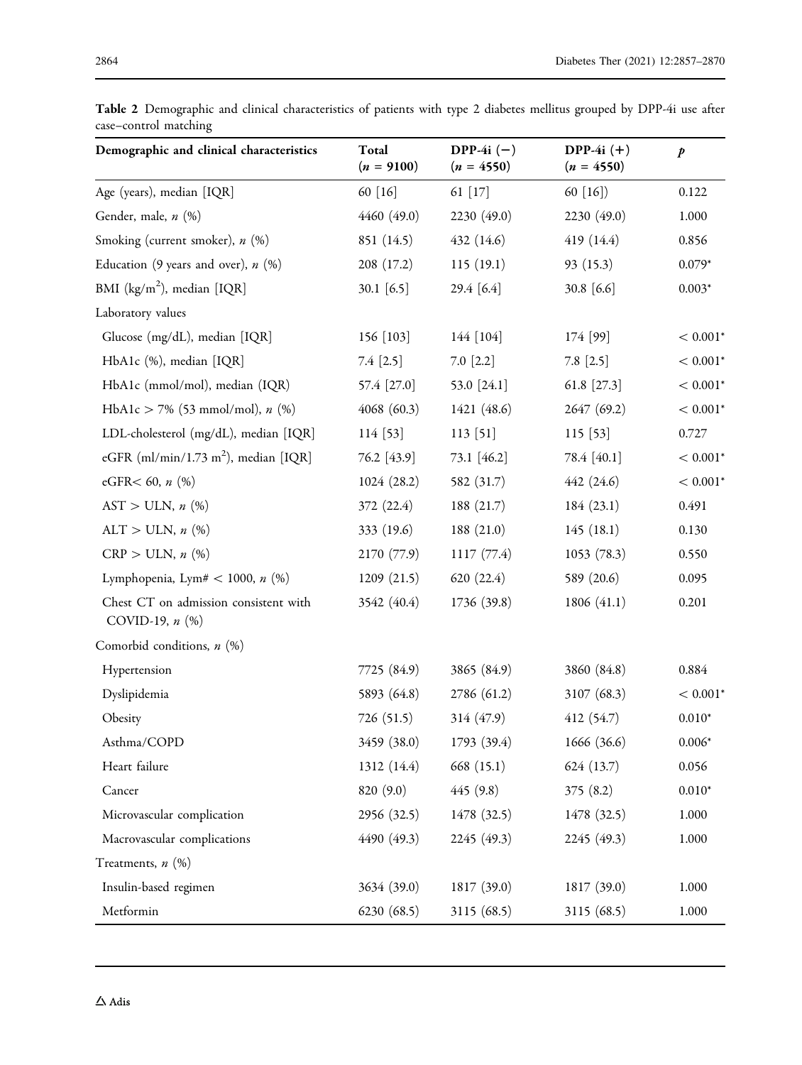**Table 2** Demographic and clinical characteristics of patients with type 2 diabetes mellitus grouped by DPP-4i use after case–control matching

| Demographic and clinical characteristics | Total ($n$ = 9100) | DPP-4i (−) ($n$ = 4550) | DPP-4i (+) ($n$ = 4550) | $p$ |
|---|---|---|---|---|
| Age (years), median [IQR] | 60 [16] | 61 [17] | 60 [16]) | 0.122 |
| Gender, male, $n$ (%) | 4460 (49.0) | 2230 (49.0) | 2230 (49.0) | 1.000 |
| Smoking (current smoker), $n$ (%) | 851 (14.5) | 432 (14.6) | 419 (14.4) | 0.856 |
| Education (9 years and over), $n$ (%) | 208 (17.2) | 115 (19.1) | 93 (15.3) | 0.079* |
| BMI (kg/m$^2$), median [IQR] | 30.1 [6.5] | 29.4 [6.4] | 30.8 [6.6] | 0.003* |
| Laboratory values | | | | |
| Glucose (mg/dL), median [IQR] | 156 [103] | 144 [104] | 174 [99] | < 0.001* |
| HbA1c (%), median [IQR] | 7.4 [2.5] | 7.0 [2.2] | 7.8 [2.5] | < 0.001* |
| HbA1c (mmol/mol), median (IQR) | 57.4 [27.0] | 53.0 [24.1] | 61.8 [27.3] | < 0.001* |
| HbA1c > 7% (53 mmol/mol), $n$ (%) | 4068 (60.3) | 1421 (48.6) | 2647 (69.2) | < 0.001* |
| LDL-cholesterol (mg/dL), median [IQR] | 114 [53] | 113 [51] | 115 [53] | 0.727 |
| eGFR (ml/min/1.73 m$^2$), median [IQR] | 76.2 [43.9] | 73.1 [46.2] | 78.4 [40.1] | < 0.001* |
| eGFR< 60, $n$ (%) | 1024 (28.2) | 582 (31.7) | 442 (24.6) | < 0.001* |
| AST > ULN, $n$ (%) | 372 (22.4) | 188 (21.7) | 184 (23.1) | 0.491 |
| ALT > ULN, $n$ (%) | 333 (19.6) | 188 (21.0) | 145 (18.1) | 0.130 |
| CRP > ULN, $n$ (%) | 2170 (77.9) | 1117 (77.4) | 1053 (78.3) | 0.550 |
| Lymphopenia, Lym# < 1000, $n$ (%) | 1209 (21.5) | 620 (22.4) | 589 (20.6) | 0.095 |
| Chest CT on admission consistent with COVID-19, $n$ (%) | 3542 (40.4) | 1736 (39.8) | 1806 (41.1) | 0.201 |
| Comorbid conditions, $n$ (%) | | | | |
| Hypertension | 7725 (84.9) | 3865 (84.9) | 3860 (84.8) | 0.884 |
| Dyslipidemia | 5893 (64.8) | 2786 (61.2) | 3107 (68.3) | < 0.001* |
| Obesity | 726 (51.5) | 314 (47.9) | 412 (54.7) | 0.010* |
| Asthma/COPD | 3459 (38.0) | 1793 (39.4) | 1666 (36.6) | 0.006* |
| Heart failure | 1312 (14.4) | 668 (15.1) | 624 (13.7) | 0.056 |
| Cancer | 820 (9.0) | 445 (9.8) | 375 (8.2) | 0.010* |
| Microvascular complication | 2956 (32.5) | 1478 (32.5) | 1478 (32.5) | 1.000 |
| Macrovascular complications | 4490 (49.3) | 2245 (49.3) | 2245 (49.3) | 1.000 |
| Treatments, $n$ (%) | | | | |
| Insulin-based regimen | 3634 (39.0) | 1817 (39.0) | 1817 (39.0) | 1.000 |
| Metformin | 6230 (68.5) | 3115 (68.5) | 3115 (68.5) | 1.000 |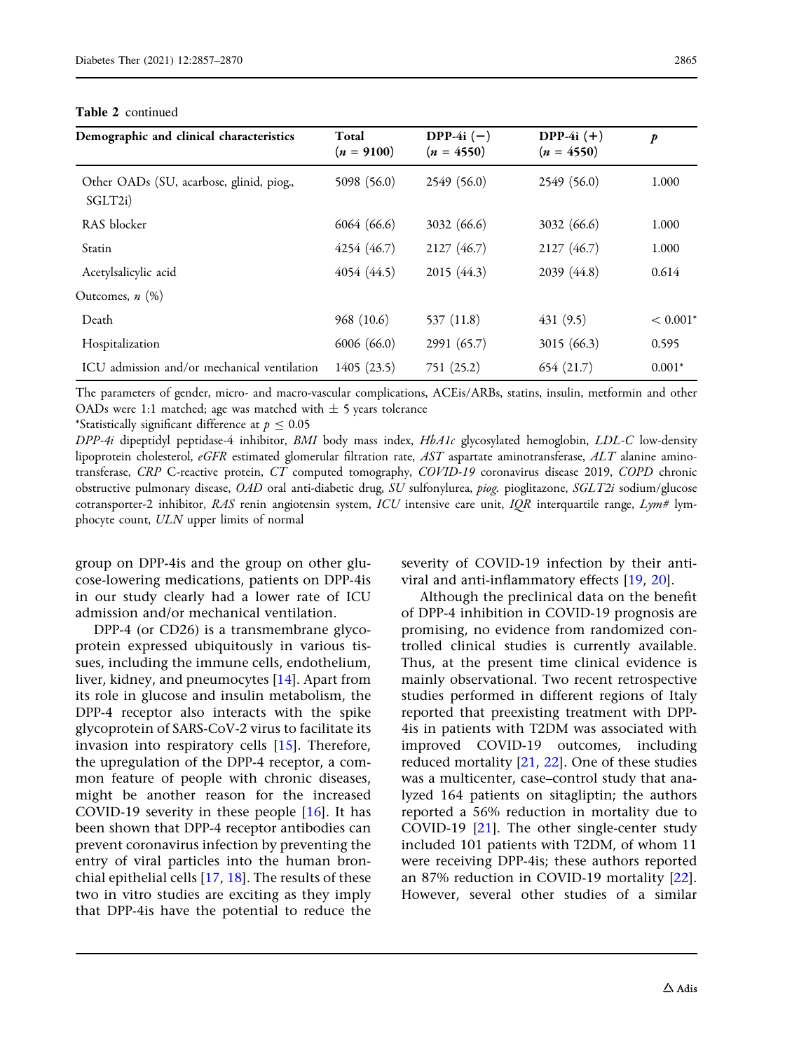**Table 2** continued

| Demographic and clinical characteristics | Total ($n$ = 9100) | DPP-4i (−) ($n$ = 4550) | DPP-4i (+) ($n$ = 4550) | *p* |
|---|---|---|---|---|
| Other OADs (SU, acarbose, glinid, piog., SGLT2i) | 5098 (56.0) | 2549 (56.0) | 2549 (56.0) | 1.000 |
| RAS blocker | 6064 (66.6) | 3032 (66.6) | 3032 (66.6) | 1.000 |
| Statin | 4254 (46.7) | 2127 (46.7) | 2127 (46.7) | 1.000 |
| Acetylsalicylic acid | 4054 (44.5) | 2015 (44.3) | 2039 (44.8) | 0.614 |
| Outcomes, *n* (%) | | | | |
| Death | 968 (10.6) | 537 (11.8) | 431 (9.5) | < 0.001* |
| Hospitalization | 6006 (66.0) | 2991 (65.7) | 3015 (66.3) | 0.595 |
| ICU admission and/or mechanical ventilation | 1405 (23.5) | 751 (25.2) | 654 (21.7) | 0.001* |

The parameters of gender, micro- and macro-vascular complications, ACEis/ARBs, statins, insulin, metformin and other OADs were 1:1 matched; age was matched with ± 5 years tolerance

*Statistically significant difference at $p \leq 0.05$

*DPP-4i* dipeptidyl peptidase-4 inhibitor, *BMI* body mass index, *HbA1c* glycosylated hemoglobin, *LDL-C* low-density lipoprotein cholesterol, *eGFR* estimated glomerular filtration rate, *AST* aspartate aminotransferase, *ALT* alanine aminotransferase, *CRP* C-reactive protein, *CT* computed tomography, *COVID-19* coronavirus disease 2019, *COPD* chronic obstructive pulmonary disease, *OAD* oral anti-diabetic drug, *SU* sulfonylurea, *piog.* pioglitazone, *SGLT2i* sodium/glucose cotransporter-2 inhibitor, *RAS* renin angiotensin system, *ICU* intensive care unit, *IQR* interquartile range, *Lym#* lymphocyte count, *ULN* upper limits of normal

group on DPP-4is and the group on other glucose-lowering medications, patients on DPP-4is in our study clearly had a lower rate of ICU admission and/or mechanical ventilation.

DPP-4 (or CD26) is a transmembrane glycoprotein expressed ubiquitously in various tissues, including the immune cells, endothelium, liver, kidney, and pneumocytes [14]. Apart from its role in glucose and insulin metabolism, the DPP-4 receptor also interacts with the spike glycoprotein of SARS-CoV-2 virus to facilitate its invasion into respiratory cells [15]. Therefore, the upregulation of the DPP-4 receptor, a common feature of people with chronic diseases, might be another reason for the increased COVID-19 severity in these people [16]. It has been shown that DPP-4 receptor antibodies can prevent coronavirus infection by preventing the entry of viral particles into the human bronchial epithelial cells [17, 18]. The results of these two in vitro studies are exciting as they imply that DPP-4is have the potential to reduce the severity of COVID-19 infection by their antiviral and anti-inflammatory effects [19, 20].

Although the preclinical data on the benefit of DPP-4 inhibition in COVID-19 prognosis are promising, no evidence from randomized controlled clinical studies is currently available. Thus, at the present time clinical evidence is mainly observational. Two recent retrospective studies performed in different regions of Italy reported that preexisting treatment with DPP-4is in patients with T2DM was associated with improved COVID-19 outcomes, including reduced mortality [21, 22]. One of these studies was a multicenter, case–control study that analyzed 164 patients on sitagliptin; the authors reported a 56% reduction in mortality due to COVID-19 [21]. The other single-center study included 101 patients with T2DM, of whom 11 were receiving DPP-4is; these authors reported an 87% reduction in COVID-19 mortality [22]. However, several other studies of a similar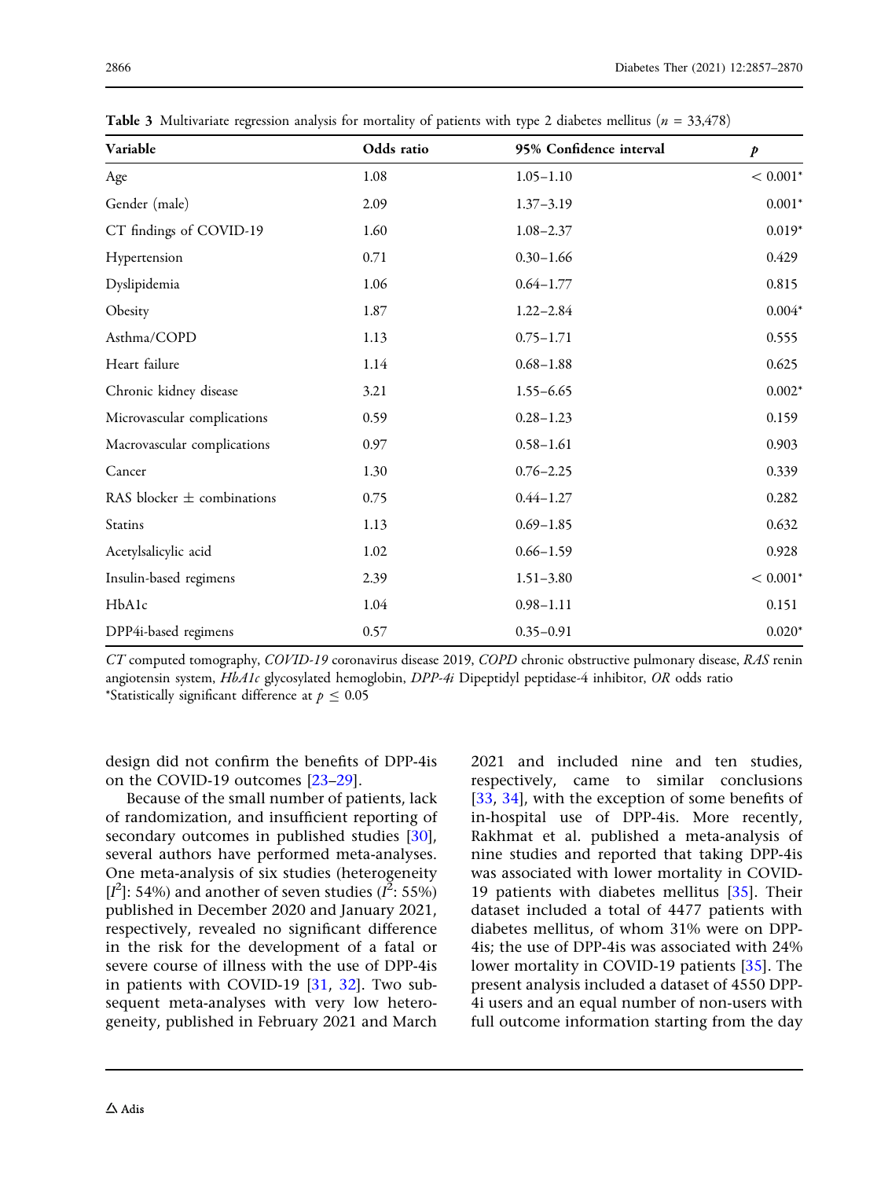**Table 3** Multivariate regression analysis for mortality of patients with type 2 diabetes mellitus ($n$ = 33,478)

| Variable | Odds ratio | 95% Confidence interval | $p$ |
|---|---|---|---|
| Age | 1.08 | 1.05–1.10 | < 0.001* |
| Gender (male) | 2.09 | 1.37–3.19 | 0.001* |
| CT findings of COVID-19 | 1.60 | 1.08–2.37 | 0.019* |
| Hypertension | 0.71 | 0.30–1.66 | 0.429 |
| Dyslipidemia | 1.06 | 0.64–1.77 | 0.815 |
| Obesity | 1.87 | 1.22–2.84 | 0.004* |
| Asthma/COPD | 1.13 | 0.75–1.71 | 0.555 |
| Heart failure | 1.14 | 0.68–1.88 | 0.625 |
| Chronic kidney disease | 3.21 | 1.55–6.65 | 0.002* |
| Microvascular complications | 0.59 | 0.28–1.23 | 0.159 |
| Macrovascular complications | 0.97 | 0.58–1.61 | 0.903 |
| Cancer | 1.30 | 0.76–2.25 | 0.339 |
| RAS blocker ± combinations | 0.75 | 0.44–1.27 | 0.282 |
| Statins | 1.13 | 0.69–1.85 | 0.632 |
| Acetylsalicylic acid | 1.02 | 0.66–1.59 | 0.928 |
| Insulin-based regimens | 2.39 | 1.51–3.80 | < 0.001* |
| HbA1c | 1.04 | 0.98–1.11 | 0.151 |
| DPP4i-based regimens | 0.57 | 0.35–0.91 | 0.020* |

*CT* computed tomography, *COVID-19* coronavirus disease 2019, *COPD* chronic obstructive pulmonary disease, *RAS* renin angiotensin system, *HbA1c* glycosylated hemoglobin, *DPP-4i* Dipeptidyl peptidase-4 inhibitor, *OR* odds ratio
*Statistically significant difference at $p \leq 0.05$

design did not confirm the benefits of DPP-4is on the COVID-19 outcomes [23–29].

Because of the small number of patients, lack of randomization, and insufficient reporting of secondary outcomes in published studies [30], several authors have performed meta-analyses. One meta-analysis of six studies (heterogeneity [$I^2$]: 54%) and another of seven studies ($I^2$: 55%) published in December 2020 and January 2021, respectively, revealed no significant difference in the risk for the development of a fatal or severe course of illness with the use of DPP-4is in patients with COVID-19 [31, 32]. Two subsequent meta-analyses with very low heterogeneity, published in February 2021 and March 2021 and included nine and ten studies, respectively, came to similar conclusions [33, 34], with the exception of some benefits of in-hospital use of DPP-4is. More recently, Rakhmat et al. published a meta-analysis of nine studies and reported that taking DPP-4is was associated with lower mortality in COVID-19 patients with diabetes mellitus [35]. Their dataset included a total of 4477 patients with diabetes mellitus, of whom 31% were on DPP-4is; the use of DPP-4is was associated with 24% lower mortality in COVID-19 patients [35]. The present analysis included a dataset of 4550 DPP-4i users and an equal number of non-users with full outcome information starting from the day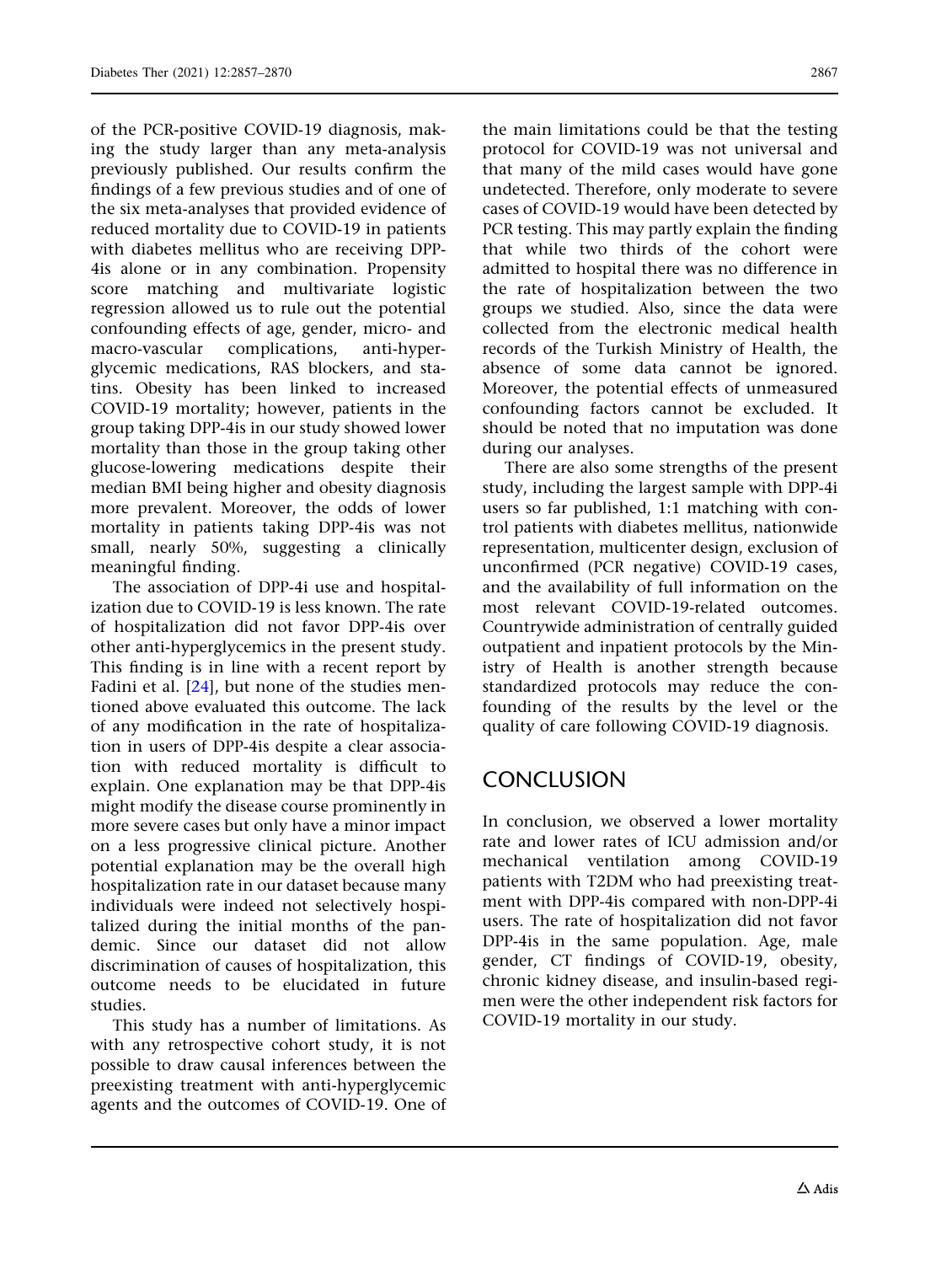of the PCR-positive COVID-19 diagnosis, making the study larger than any meta-analysis previously published. Our results confirm the findings of a few previous studies and of one of the six meta-analyses that provided evidence of reduced mortality due to COVID-19 in patients with diabetes mellitus who are receiving DPP-4is alone or in any combination. Propensity score matching and multivariate logistic regression allowed us to rule out the potential confounding effects of age, gender, micro- and macro-vascular complications, anti-hyperglycemic medications, RAS blockers, and statins. Obesity has been linked to increased COVID-19 mortality; however, patients in the group taking DPP-4is in our study showed lower mortality than those in the group taking other glucose-lowering medications despite their median BMI being higher and obesity diagnosis more prevalent. Moreover, the odds of lower mortality in patients taking DPP-4is was not small, nearly 50%, suggesting a clinically meaningful finding.

The association of DPP-4i use and hospitalization due to COVID-19 is less known. The rate of hospitalization did not favor DPP-4is over other anti-hyperglycemics in the present study. This finding is in line with a recent report by Fadini et al. [24], but none of the studies mentioned above evaluated this outcome. The lack of any modification in the rate of hospitalization in users of DPP-4is despite a clear association with reduced mortality is difficult to explain. One explanation may be that DPP-4is might modify the disease course prominently in more severe cases but only have a minor impact on a less progressive clinical picture. Another potential explanation may be the overall high hospitalization rate in our dataset because many individuals were indeed not selectively hospitalized during the initial months of the pandemic. Since our dataset did not allow discrimination of causes of hospitalization, this outcome needs to be elucidated in future studies.

This study has a number of limitations. As with any retrospective cohort study, it is not possible to draw causal inferences between the preexisting treatment with anti-hyperglycemic agents and the outcomes of COVID-19. One of the main limitations could be that the testing protocol for COVID-19 was not universal and that many of the mild cases would have gone undetected. Therefore, only moderate to severe cases of COVID-19 would have been detected by PCR testing. This may partly explain the finding that while two thirds of the cohort were admitted to hospital there was no difference in the rate of hospitalization between the two groups we studied. Also, since the data were collected from the electronic medical health records of the Turkish Ministry of Health, the absence of some data cannot be ignored. Moreover, the potential effects of unmeasured confounding factors cannot be excluded. It should be noted that no imputation was done during our analyses.

There are also some strengths of the present study, including the largest sample with DPP-4i users so far published, 1:1 matching with control patients with diabetes mellitus, nationwide representation, multicenter design, exclusion of unconfirmed (PCR negative) COVID-19 cases, and the availability of full information on the most relevant COVID-19-related outcomes. Countrywide administration of centrally guided outpatient and inpatient protocols by the Ministry of Health is another strength because standardized protocols may reduce the confounding of the results by the level or the quality of care following COVID-19 diagnosis.

## CONCLUSION

In conclusion, we observed a lower mortality rate and lower rates of ICU admission and/or mechanical ventilation among COVID-19 patients with T2DM who had preexisting treatment with DPP-4is compared with non-DPP-4i users. The rate of hospitalization did not favor DPP-4is in the same population. Age, male gender, CT findings of COVID-19, obesity, chronic kidney disease, and insulin-based regimen were the other independent risk factors for COVID-19 mortality in our study.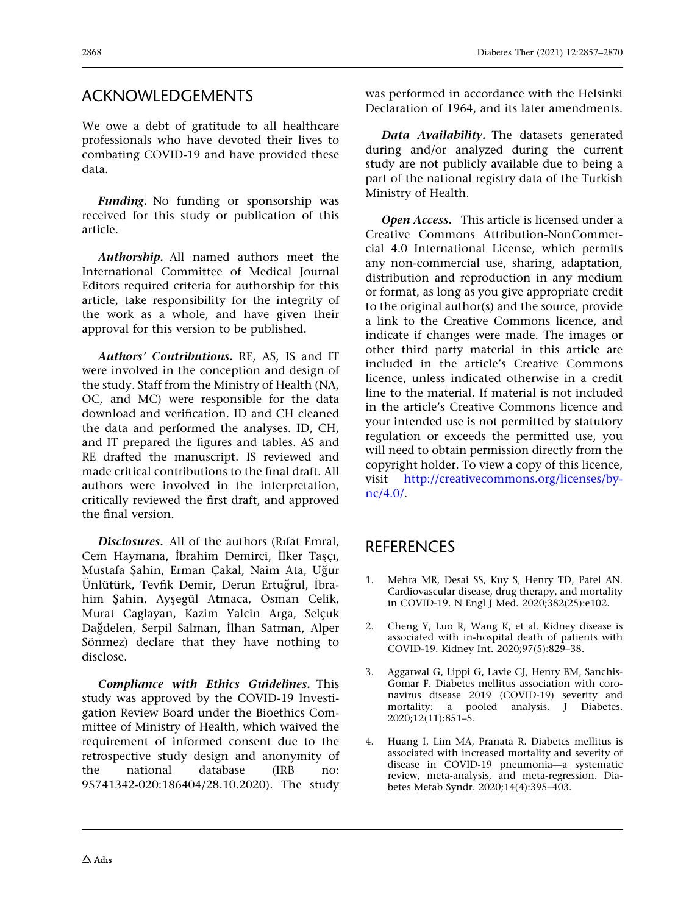## ACKNOWLEDGEMENTS

We owe a debt of gratitude to all healthcare professionals who have devoted their lives to combating COVID-19 and have provided these data.

***Funding.*** No funding or sponsorship was received for this study or publication of this article.

***Authorship.*** All named authors meet the International Committee of Medical Journal Editors required criteria for authorship for this article, take responsibility for the integrity of the work as a whole, and have given their approval for this version to be published.

***Authors' Contributions.*** RE, AS, IS and IT were involved in the conception and design of the study. Staff from the Ministry of Health (NA, OC, and MC) were responsible for the data download and verification. ID and CH cleaned the data and performed the analyses. ID, CH, and IT prepared the figures and tables. AS and RE drafted the manuscript. IS reviewed and made critical contributions to the final draft. All authors were involved in the interpretation, critically reviewed the first draft, and approved the final version.

***Disclosures.*** All of the authors (Rıfat Emral, Cem Haymana, İbrahim Demirci, İlker Taşçı, Mustafa Şahin, Erman Çakal, Naim Ata, Uğur Ünlütürk, Tevfik Demir, Derun Ertuğrul, İbrahim Şahin, Ayşegül Atmaca, Osman Celik, Murat Caglayan, Kazim Yalcin Arga, Selçuk Dağdelen, Serpil Salman, İlhan Satman, Alper Sönmez) declare that they have nothing to disclose.

***Compliance with Ethics Guidelines.*** This study was approved by the COVID-19 Investigation Review Board under the Bioethics Committee of Ministry of Health, which waived the requirement of informed consent due to the retrospective study design and anonymity of the national database (IRB no: 95741342-020:186404/28.10.2020). The study was performed in accordance with the Helsinki Declaration of 1964, and its later amendments.

***Data Availability.*** The datasets generated during and/or analyzed during the current study are not publicly available due to being a part of the national registry data of the Turkish Ministry of Health.

***Open Access.*** This article is licensed under a Creative Commons Attribution-NonCommercial 4.0 International License, which permits any non-commercial use, sharing, adaptation, distribution and reproduction in any medium or format, as long as you give appropriate credit to the original author(s) and the source, provide a link to the Creative Commons licence, and indicate if changes were made. The images or other third party material in this article are included in the article's Creative Commons licence, unless indicated otherwise in a credit line to the material. If material is not included in the article's Creative Commons licence and your intended use is not permitted by statutory regulation or exceeds the permitted use, you will need to obtain permission directly from the copyright holder. To view a copy of this licence, visit http://creativecommons.org/licenses/by-nc/4.0/.

## REFERENCES

1. Mehra MR, Desai SS, Kuy S, Henry TD, Patel AN. Cardiovascular disease, drug therapy, and mortality in COVID-19. N Engl J Med. 2020;382(25):e102.
2. Cheng Y, Luo R, Wang K, et al. Kidney disease is associated with in-hospital death of patients with COVID-19. Kidney Int. 2020;97(5):829–38.
3. Aggarwal G, Lippi G, Lavie CJ, Henry BM, Sanchis-Gomar F. Diabetes mellitus association with coronavirus disease 2019 (COVID-19) severity and mortality: a pooled analysis. J Diabetes. 2020;12(11):851–5.
4. Huang I, Lim MA, Pranata R. Diabetes mellitus is associated with increased mortality and severity of disease in COVID-19 pneumonia—a systematic review, meta-analysis, and meta-regression. Diabetes Metab Syndr. 2020;14(4):395–403.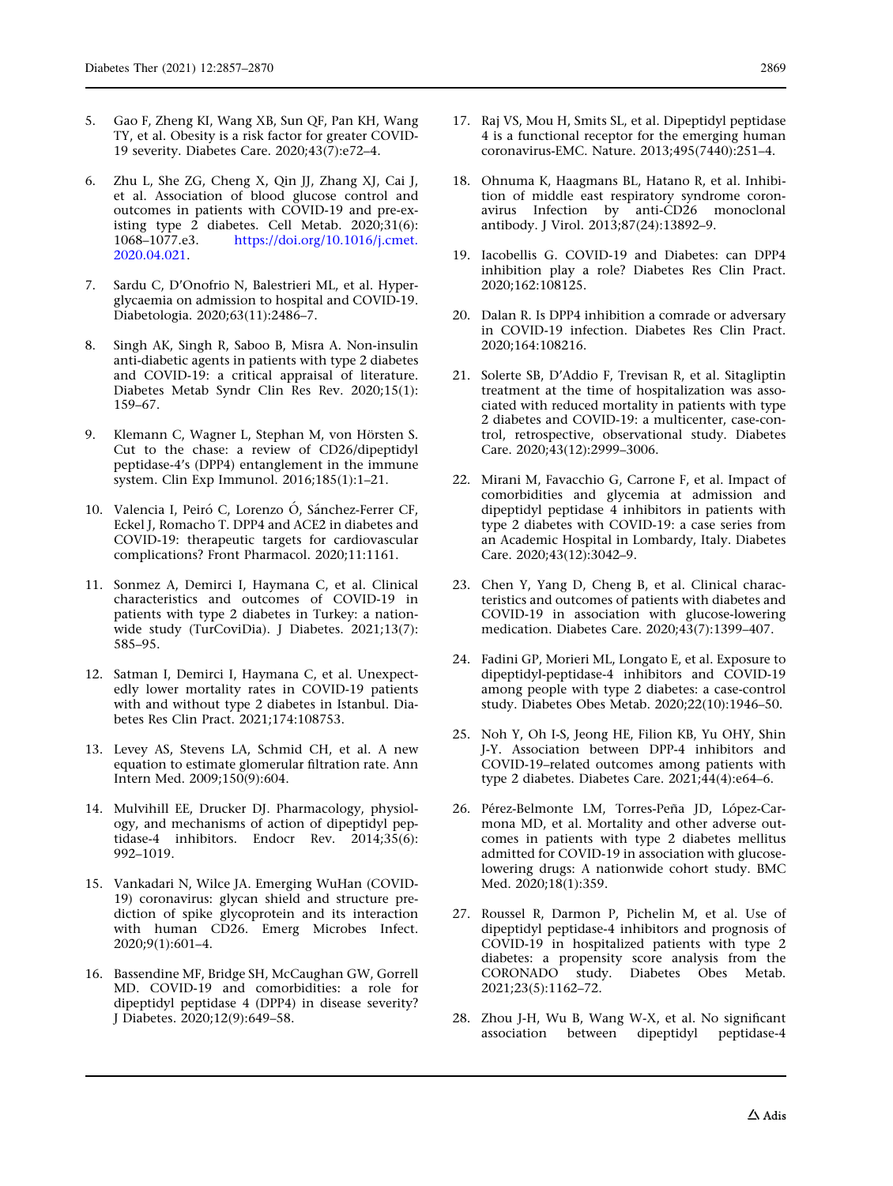5. Gao F, Zheng KI, Wang XB, Sun QF, Pan KH, Wang TY, et al. Obesity is a risk factor for greater COVID-19 severity. Diabetes Care. 2020;43(7):e72–4.

6. Zhu L, She ZG, Cheng X, Qin JJ, Zhang XJ, Cai J, et al. Association of blood glucose control and outcomes in patients with COVID-19 and pre-existing type 2 diabetes. Cell Metab. 2020;31(6): 1068–1077.e3. https://doi.org/10.1016/j.cmet.2020.04.021.

7. Sardu C, D'Onofrio N, Balestrieri ML, et al. Hyperglycaemia on admission to hospital and COVID-19. Diabetologia. 2020;63(11):2486–7.

8. Singh AK, Singh R, Saboo B, Misra A. Non-insulin anti-diabetic agents in patients with type 2 diabetes and COVID-19: a critical appraisal of literature. Diabetes Metab Syndr Clin Res Rev. 2020;15(1): 159–67.

9. Klemann C, Wagner L, Stephan M, von Hörsten S. Cut to the chase: a review of CD26/dipeptidyl peptidase-4's (DPP4) entanglement in the immune system. Clin Exp Immunol. 2016;185(1):1–21.

10. Valencia I, Peiró C, Lorenzo Ó, Sánchez-Ferrer CF, Eckel J, Romacho T. DPP4 and ACE2 in diabetes and COVID-19: therapeutic targets for cardiovascular complications? Front Pharmacol. 2020;11:1161.

11. Sonmez A, Demirci I, Haymana C, et al. Clinical characteristics and outcomes of COVID-19 in patients with type 2 diabetes in Turkey: a nationwide study (TurCoviDia). J Diabetes. 2021;13(7): 585–95.

12. Satman I, Demirci I, Haymana C, et al. Unexpectedly lower mortality rates in COVID-19 patients with and without type 2 diabetes in Istanbul. Diabetes Res Clin Pract. 2021;174:108753.

13. Levey AS, Stevens LA, Schmid CH, et al. A new equation to estimate glomerular filtration rate. Ann Intern Med. 2009;150(9):604.

14. Mulvihill EE, Drucker DJ. Pharmacology, physiology, and mechanisms of action of dipeptidyl peptidase-4 inhibitors. Endocr Rev. 2014;35(6): 992–1019.

15. Vankadari N, Wilce JA. Emerging WuHan (COVID-19) coronavirus: glycan shield and structure prediction of spike glycoprotein and its interaction with human CD26. Emerg Microbes Infect. 2020;9(1):601–4.

16. Bassendine MF, Bridge SH, McCaughan GW, Gorrell MD. COVID-19 and comorbidities: a role for dipeptidyl peptidase 4 (DPP4) in disease severity? J Diabetes. 2020;12(9):649–58.

17. Raj VS, Mou H, Smits SL, et al. Dipeptidyl peptidase 4 is a functional receptor for the emerging human coronavirus-EMC. Nature. 2013;495(7440):251–4.

18. Ohnuma K, Haagmans BL, Hatano R, et al. Inhibition of middle east respiratory syndrome coronavirus Infection by anti-CD26 monoclonal antibody. J Virol. 2013;87(24):13892–9.

19. Iacobellis G. COVID-19 and Diabetes: can DPP4 inhibition play a role? Diabetes Res Clin Pract. 2020;162:108125.

20. Dalan R. Is DPP4 inhibition a comrade or adversary in COVID-19 infection. Diabetes Res Clin Pract. 2020;164:108216.

21. Solerte SB, D'Addio F, Trevisan R, et al. Sitagliptin treatment at the time of hospitalization was associated with reduced mortality in patients with type 2 diabetes and COVID-19: a multicenter, case-control, retrospective, observational study. Diabetes Care. 2020;43(12):2999–3006.

22. Mirani M, Favacchio G, Carrone F, et al. Impact of comorbidities and glycemia at admission and dipeptidyl peptidase 4 inhibitors in patients with type 2 diabetes with COVID-19: a case series from an Academic Hospital in Lombardy, Italy. Diabetes Care. 2020;43(12):3042–9.

23. Chen Y, Yang D, Cheng B, et al. Clinical characteristics and outcomes of patients with diabetes and COVID-19 in association with glucose-lowering medication. Diabetes Care. 2020;43(7):1399–407.

24. Fadini GP, Morieri ML, Longato E, et al. Exposure to dipeptidyl-peptidase-4 inhibitors and COVID-19 among people with type 2 diabetes: a case-control study. Diabetes Obes Metab. 2020;22(10):1946–50.

25. Noh Y, Oh I-S, Jeong HE, Filion KB, Yu OHY, Shin J-Y. Association between DPP-4 inhibitors and COVID-19–related outcomes among patients with type 2 diabetes. Diabetes Care. 2021;44(4):e64–6.

26. Pérez-Belmonte LM, Torres-Peña JD, López-Carmona MD, et al. Mortality and other adverse outcomes in patients with type 2 diabetes mellitus admitted for COVID-19 in association with glucose-lowering drugs: A nationwide cohort study. BMC Med. 2020;18(1):359.

27. Roussel R, Darmon P, Pichelin M, et al. Use of dipeptidyl peptidase-4 inhibitors and prognosis of COVID-19 in hospitalized patients with type 2 diabetes: a propensity score analysis from the CORONADO study. Diabetes Obes Metab. 2021;23(5):1162–72.

28. Zhou J-H, Wu B, Wang W-X, et al. No significant association between dipeptidyl peptidase-4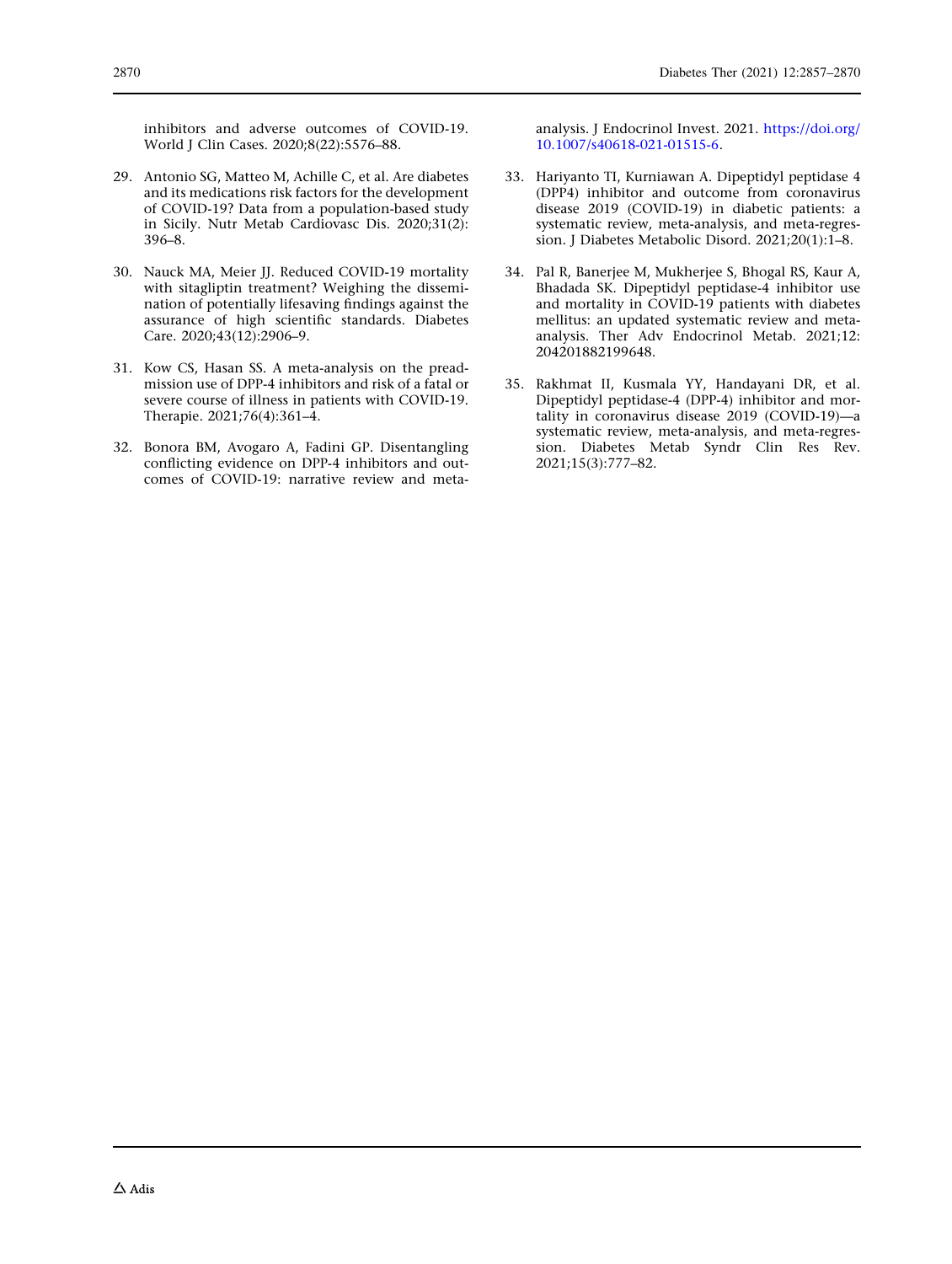inhibitors and adverse outcomes of COVID-19. World J Clin Cases. 2020;8(22):5576–88.

29. Antonio SG, Matteo M, Achille C, et al. Are diabetes and its medications risk factors for the development of COVID-19? Data from a population-based study in Sicily. Nutr Metab Cardiovasc Dis. 2020;31(2): 396–8.

30. Nauck MA, Meier JJ. Reduced COVID-19 mortality with sitagliptin treatment? Weighing the dissemination of potentially lifesaving findings against the assurance of high scientific standards. Diabetes Care. 2020;43(12):2906–9.

31. Kow CS, Hasan SS. A meta-analysis on the preadmission use of DPP-4 inhibitors and risk of a fatal or severe course of illness in patients with COVID-19. Therapie. 2021;76(4):361–4.

32. Bonora BM, Avogaro A, Fadini GP. Disentangling conflicting evidence on DPP-4 inhibitors and outcomes of COVID-19: narrative review and meta-analysis. J Endocrinol Invest. 2021. https://doi.org/10.1007/s40618-021-01515-6.

33. Hariyanto TI, Kurniawan A. Dipeptidyl peptidase 4 (DPP4) inhibitor and outcome from coronavirus disease 2019 (COVID-19) in diabetic patients: a systematic review, meta-analysis, and meta-regression. J Diabetes Metabolic Disord. 2021;20(1):1–8.

34. Pal R, Banerjee M, Mukherjee S, Bhogal RS, Kaur A, Bhadada SK. Dipeptidyl peptidase-4 inhibitor use and mortality in COVID-19 patients with diabetes mellitus: an updated systematic review and meta-analysis. Ther Adv Endocrinol Metab. 2021;12: 204201882199648.

35. Rakhmat II, Kusmala YY, Handayani DR, et al. Dipeptidyl peptidase-4 (DPP-4) inhibitor and mortality in coronavirus disease 2019 (COVID-19)—a systematic review, meta-analysis, and meta-regression. Diabetes Metab Syndr Clin Res Rev. 2021;15(3):777–82.